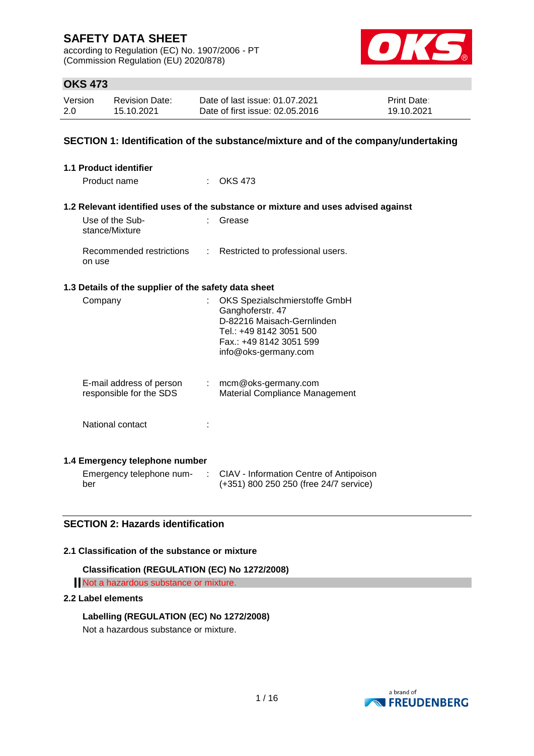# SAFETY DATA SHEET

according to Regulation (EC) No. 1907/2006 - PT
(Commission Regulation (EU) 2020/878)

## OKS 473

| Version | Revision Date: | Date of last issue: 01.07.2021 | Print Date: |
|---|---|---|---|
| 2.0 | 15.10.2021 | Date of first issue: 02.05.2016 | 19.10.2021 |

## SECTION 1: Identification of the substance/mixture and of the company/undertaking

### 1.1 Product identifier

Product name : OKS 473

### 1.2 Relevant identified uses of the substance or mixture and uses advised against

Use of the Substance/Mixture : Grease

Recommended restrictions on use : Restricted to professional users.

### 1.3 Details of the supplier of the safety data sheet

Company : OKS Spezialschmierstoffe GmbH
Ganghoferstr. 47
D-82216 Maisach-Gernlinden
Tel.: +49 8142 3051 500
Fax.: +49 8142 3051 599
info@oks-germany.com

E-mail address of person responsible for the SDS : mcm@oks-germany.com
Material Compliance Management

National contact :

### 1.4 Emergency telephone number

Emergency telephone number : CIAV - Information Centre of Antipoison
(+351) 800 250 250 (free 24/7 service)

## SECTION 2: Hazards identification

### 2.1 Classification of the substance or mixture

**Classification (REGULATION (EC) No 1272/2008)**

Not a hazardous substance or mixture.

### 2.2 Label elements

**Labelling (REGULATION (EC) No 1272/2008)**

Not a hazardous substance or mixture.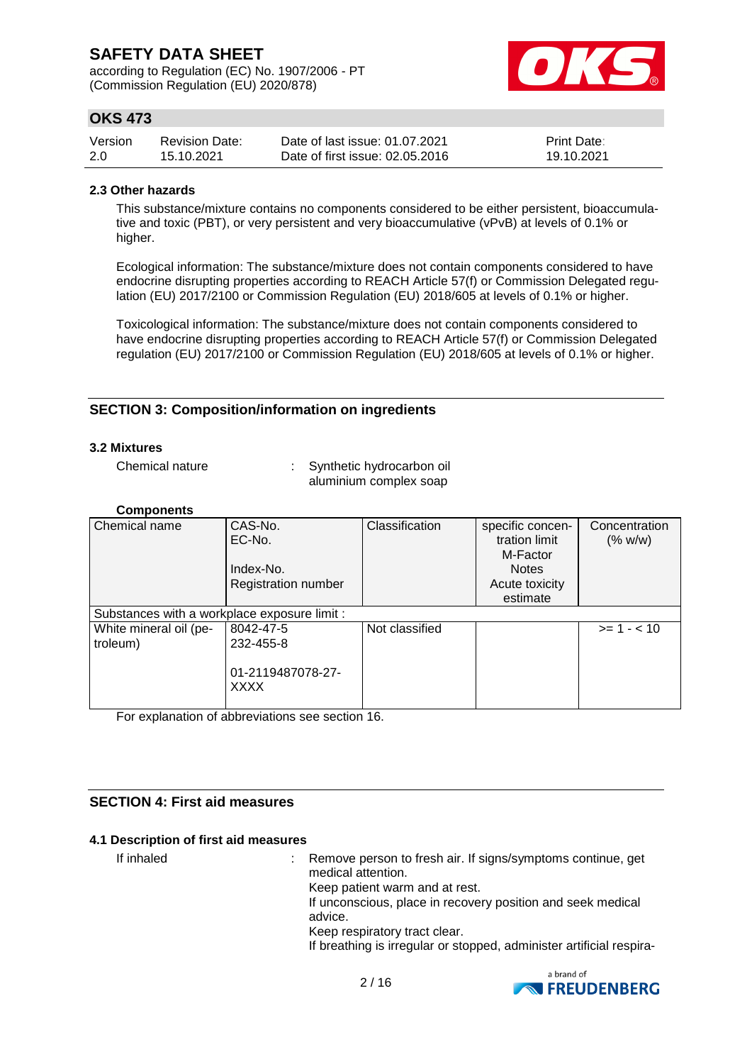### 2.3 Other hazards

This substance/mixture contains no components considered to be either persistent, bioaccumulative and toxic (PBT), or very persistent and very bioaccumulative (vPvB) at levels of 0.1% or higher.

Ecological information: The substance/mixture does not contain components considered to have endocrine disrupting properties according to REACH Article 57(f) or Commission Delegated regulation (EU) 2017/2100 or Commission Regulation (EU) 2018/605 at levels of 0.1% or higher.

Toxicological information: The substance/mixture does not contain components considered to have endocrine disrupting properties according to REACH Article 57(f) or Commission Delegated regulation (EU) 2017/2100 or Commission Regulation (EU) 2018/605 at levels of 0.1% or higher.

## SECTION 3: Composition/information on ingredients

### 3.2 Mixtures

Chemical nature : Synthetic hydrocarbon oil aluminium complex soap

**Components**

| Chemical name | CAS-No.<br>EC-No.<br><br>Index-No.<br>Registration number | Classification | specific concentration limit<br>M-Factor<br>Notes<br>Acute toxicity estimate | Concentration (% w/w) |
|---|---|---|---|---|
| Substances with a workplace exposure limit : | | | | |
| White mineral oil (petroleum) | 8042-47-5<br>232-455-8<br><br>01-2119487078-27-XXXX | Not classified | | >= 1 - < 10 |

For explanation of abbreviations see section 16.

## SECTION 4: First aid measures

### 4.1 Description of first aid measures

If inhaled : Remove person to fresh air. If signs/symptoms continue, get medical attention.
Keep patient warm and at rest.
If unconscious, place in recovery position and seek medical advice.
Keep respiratory tract clear.
If breathing is irregular or stopped, administer artificial respira-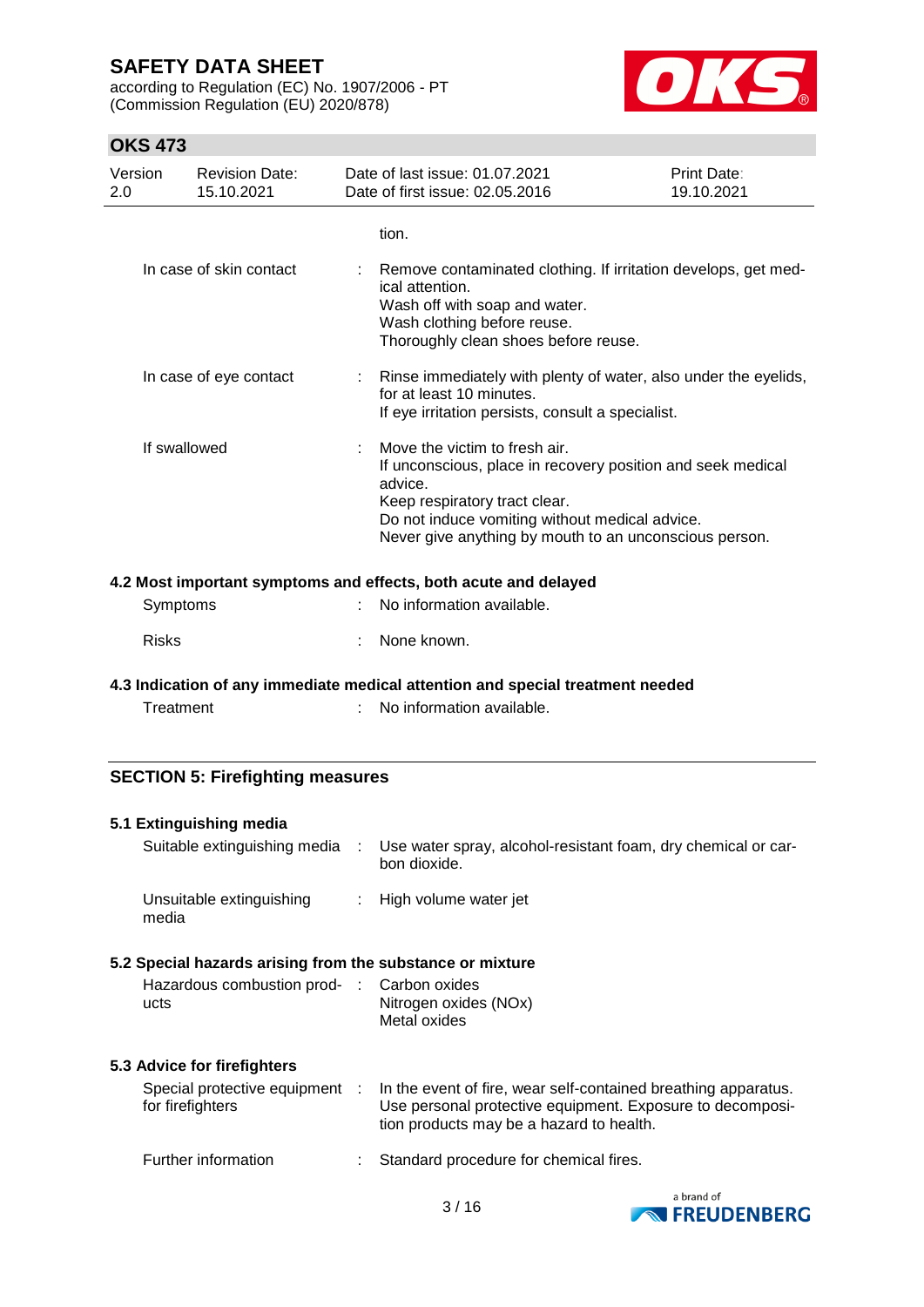tion.

| | | |
|---|---|---|
| In case of skin contact | : | Remove contaminated clothing. If irritation develops, get medical attention.<br>Wash off with soap and water.<br>Wash clothing before reuse.<br>Thoroughly clean shoes before reuse. |
| In case of eye contact | : | Rinse immediately with plenty of water, also under the eyelids, for at least 10 minutes.<br>If eye irritation persists, consult a specialist. |
| If swallowed | : | Move the victim to fresh air.<br>If unconscious, place in recovery position and seek medical advice.<br>Keep respiratory tract clear.<br>Do not induce vomiting without medical advice.<br>Never give anything by mouth to an unconscious person. |

### 4.2 Most important symptoms and effects, both acute and delayed

| | | |
|---|---|---|
| Symptoms | : | No information available. |
| Risks | : | None known. |

### 4.3 Indication of any immediate medical attention and special treatment needed

| | | |
|---|---|---|
| Treatment | : | No information available. |

## SECTION 5: Firefighting measures

### 5.1 Extinguishing media

| | | |
|---|---|---|
| Suitable extinguishing media | : | Use water spray, alcohol-resistant foam, dry chemical or carbon dioxide. |
| Unsuitable extinguishing media | : | High volume water jet |

### 5.2 Special hazards arising from the substance or mixture

| | | |
|---|---|---|
| Hazardous combustion products | : | Carbon oxides<br>Nitrogen oxides (NOx)<br>Metal oxides |

### 5.3 Advice for firefighters

| | | |
|---|---|---|
| Special protective equipment for firefighters | : | In the event of fire, wear self-contained breathing apparatus.<br>Use personal protective equipment. Exposure to decomposition products may be a hazard to health. |
| Further information | : | Standard procedure for chemical fires. |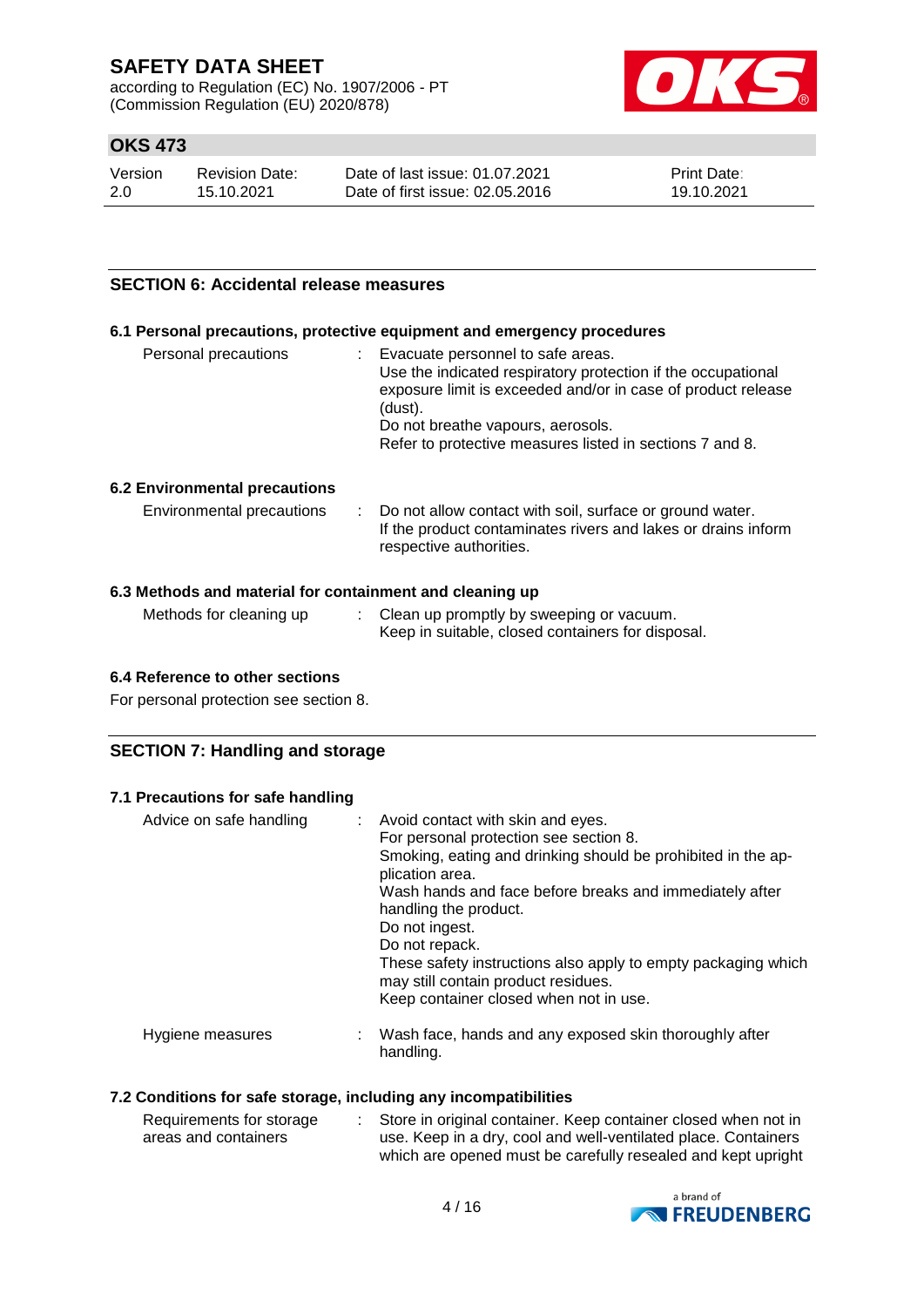## SECTION 6: Accidental release measures

### 6.1 Personal precautions, protective equipment and emergency procedures

| | |
|---|---|
| Personal precautions | : Evacuate personnel to safe areas.<br>Use the indicated respiratory protection if the occupational exposure limit is exceeded and/or in case of product release (dust).<br>Do not breathe vapours, aerosols.<br>Refer to protective measures listed in sections 7 and 8. |

### 6.2 Environmental precautions

| | |
|---|---|
| Environmental precautions | : Do not allow contact with soil, surface or ground water.<br>If the product contaminates rivers and lakes or drains inform respective authorities. |

### 6.3 Methods and material for containment and cleaning up

| | |
|---|---|
| Methods for cleaning up | : Clean up promptly by sweeping or vacuum.<br>Keep in suitable, closed containers for disposal. |

### 6.4 Reference to other sections

For personal protection see section 8.

## SECTION 7: Handling and storage

### 7.1 Precautions for safe handling

| | |
|---|---|
| Advice on safe handling | : Avoid contact with skin and eyes.<br>For personal protection see section 8.<br>Smoking, eating and drinking should be prohibited in the application area.<br>Wash hands and face before breaks and immediately after handling the product.<br>Do not ingest.<br>Do not repack.<br>These safety instructions also apply to empty packaging which may still contain product residues.<br>Keep container closed when not in use. |
| Hygiene measures | : Wash face, hands and any exposed skin thoroughly after handling. |

### 7.2 Conditions for safe storage, including any incompatibilities

| | |
|---|---|
| Requirements for storage areas and containers | : Store in original container. Keep container closed when not in use. Keep in a dry, cool and well-ventilated place. Containers which are opened must be carefully resealed and kept upright |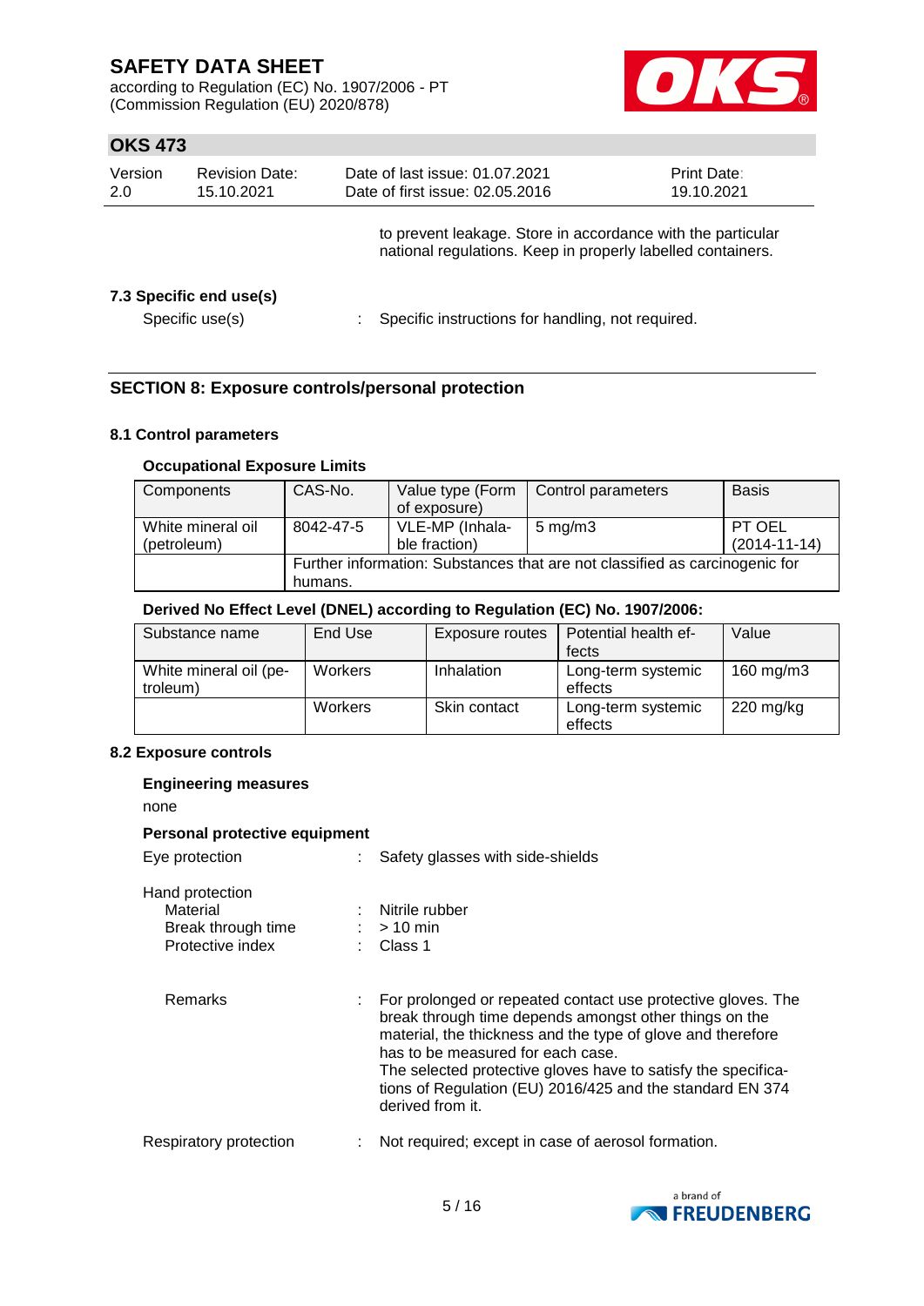to prevent leakage. Store in accordance with the particular national regulations. Keep in properly labelled containers.

**7.3 Specific end use(s)**

Specific use(s) : Specific instructions for handling, not required.

## SECTION 8: Exposure controls/personal protection

**8.1 Control parameters**

**Occupational Exposure Limits**

| Components | CAS-No. | Value type (Form of exposure) | Control parameters | Basis |
|---|---|---|---|---|
| White mineral oil (petroleum) | 8042-47-5 | VLE-MP (Inhalable fraction) | 5 mg/m3 | PT OEL (2014-11-14) |
| | Further information: Substances that are not classified as carcinogenic for humans. | | | |

**Derived No Effect Level (DNEL) according to Regulation (EC) No. 1907/2006:**

| Substance name | End Use | Exposure routes | Potential health effects | Value |
|---|---|---|---|---|
| White mineral oil (petroleum) | Workers | Inhalation | Long-term systemic effects | 160 mg/m3 |
| | Workers | Skin contact | Long-term systemic effects | 220 mg/kg |

**8.2 Exposure controls**

**Engineering measures**

none

**Personal protective equipment**

Eye protection : Safety glasses with side-shields

Hand protection
- Material : Nitrile rubber
- Break through time : > 10 min
- Protective index : Class 1

Remarks : For prolonged or repeated contact use protective gloves. The break through time depends amongst other things on the material, the thickness and the type of glove and therefore has to be measured for each case.
The selected protective gloves have to satisfy the specifications of Regulation (EU) 2016/425 and the standard EN 374 derived from it.

Respiratory protection : Not required; except in case of aerosol formation.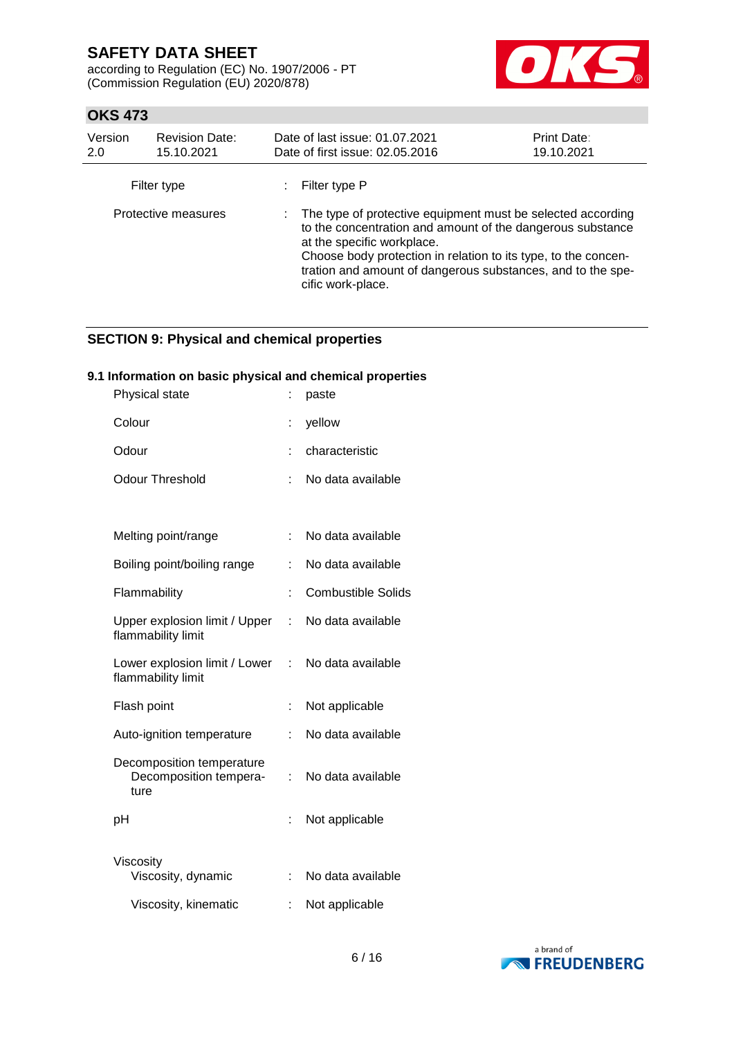| | | |
|---|---|---|
| Filter type | : | Filter type P |
| Protective measures | : | The type of protective equipment must be selected according to the concentration and amount of the dangerous substance at the specific workplace. Choose body protection in relation to its type, to the concentration and amount of dangerous substances, and to the specific work-place. |

## SECTION 9: Physical and chemical properties

### 9.1 Information on basic physical and chemical properties

| | | |
|---|---|---|
| Physical state | : | paste |
| Colour | : | yellow |
| Odour | : | characteristic |
| Odour Threshold | : | No data available |
| Melting point/range | : | No data available |
| Boiling point/boiling range | : | No data available |
| Flammability | : | Combustible Solids |
| Upper explosion limit / Upper flammability limit | : | No data available |
| Lower explosion limit / Lower flammability limit | : | No data available |
| Flash point | : | Not applicable |
| Auto-ignition temperature | : | No data available |
| Decomposition temperature | | |
| Decomposition temperature | : | No data available |
| pH | : | Not applicable |
| Viscosity | | |
| Viscosity, dynamic | : | No data available |
| Viscosity, kinematic | : | Not applicable |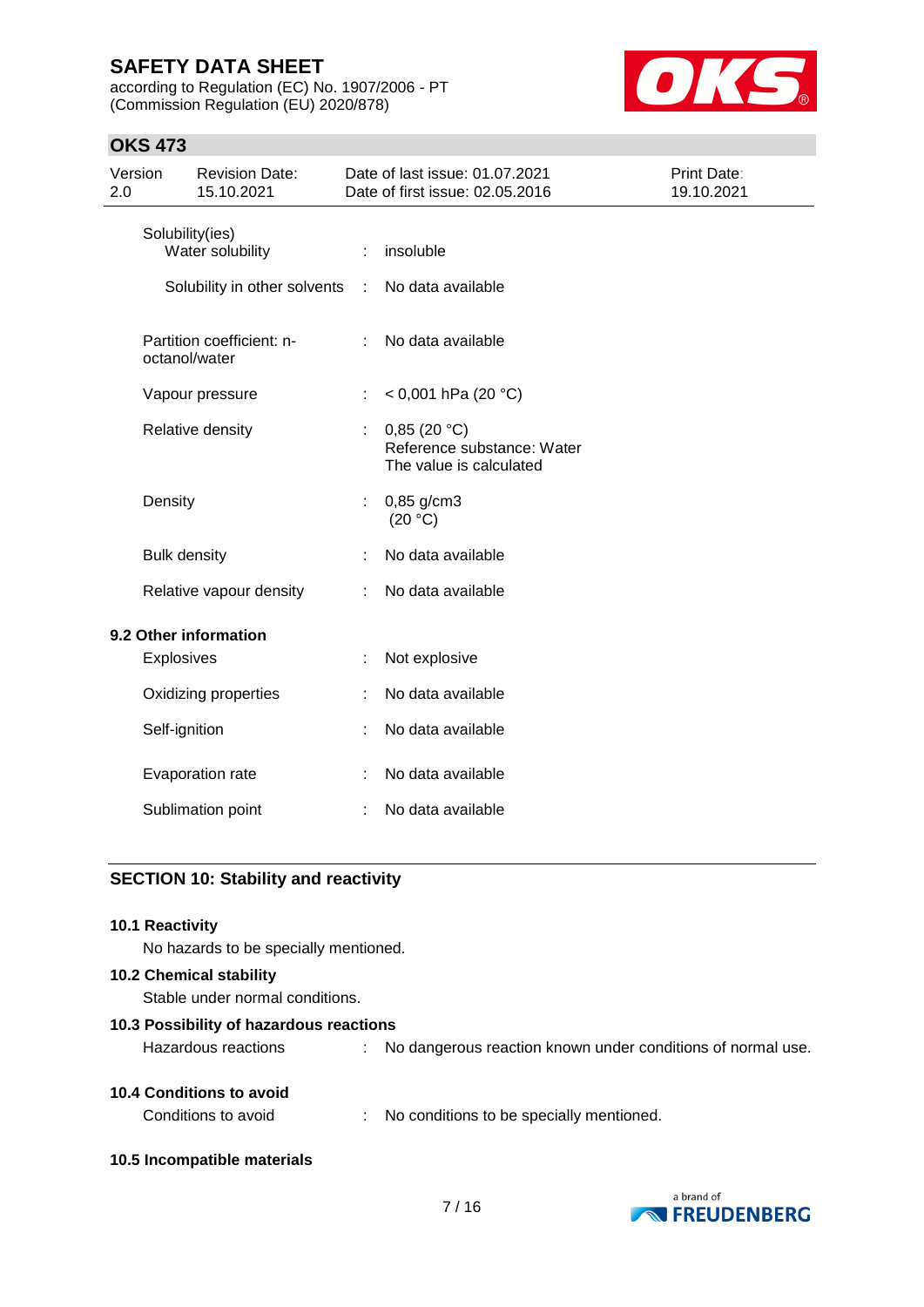| | | |
|---|---|---|
| Solubility(ies) | | |
| Water solubility | : | insoluble |
| Solubility in other solvents | : | No data available |
| Partition coefficient: n-octanol/water | : | No data available |
| Vapour pressure | : | < 0,001 hPa (20 °C) |
| Relative density | : | 0,85 (20 °C)<br>Reference substance: Water<br>The value is calculated |
| Density | : | 0,85 g/cm3<br>(20 °C) |
| Bulk density | : | No data available |
| Relative vapour density | : | No data available |

**9.2 Other information**

| | | |
|---|---|---|
| Explosives | : | Not explosive |
| Oxidizing properties | : | No data available |
| Self-ignition | : | No data available |
| Evaporation rate | : | No data available |
| Sublimation point | : | No data available |

## SECTION 10: Stability and reactivity

**10.1 Reactivity**

No hazards to be specially mentioned.

**10.2 Chemical stability**

Stable under normal conditions.

**10.3 Possibility of hazardous reactions**

Hazardous reactions : No dangerous reaction known under conditions of normal use.

**10.4 Conditions to avoid**

Conditions to avoid : No conditions to be specially mentioned.

**10.5 Incompatible materials**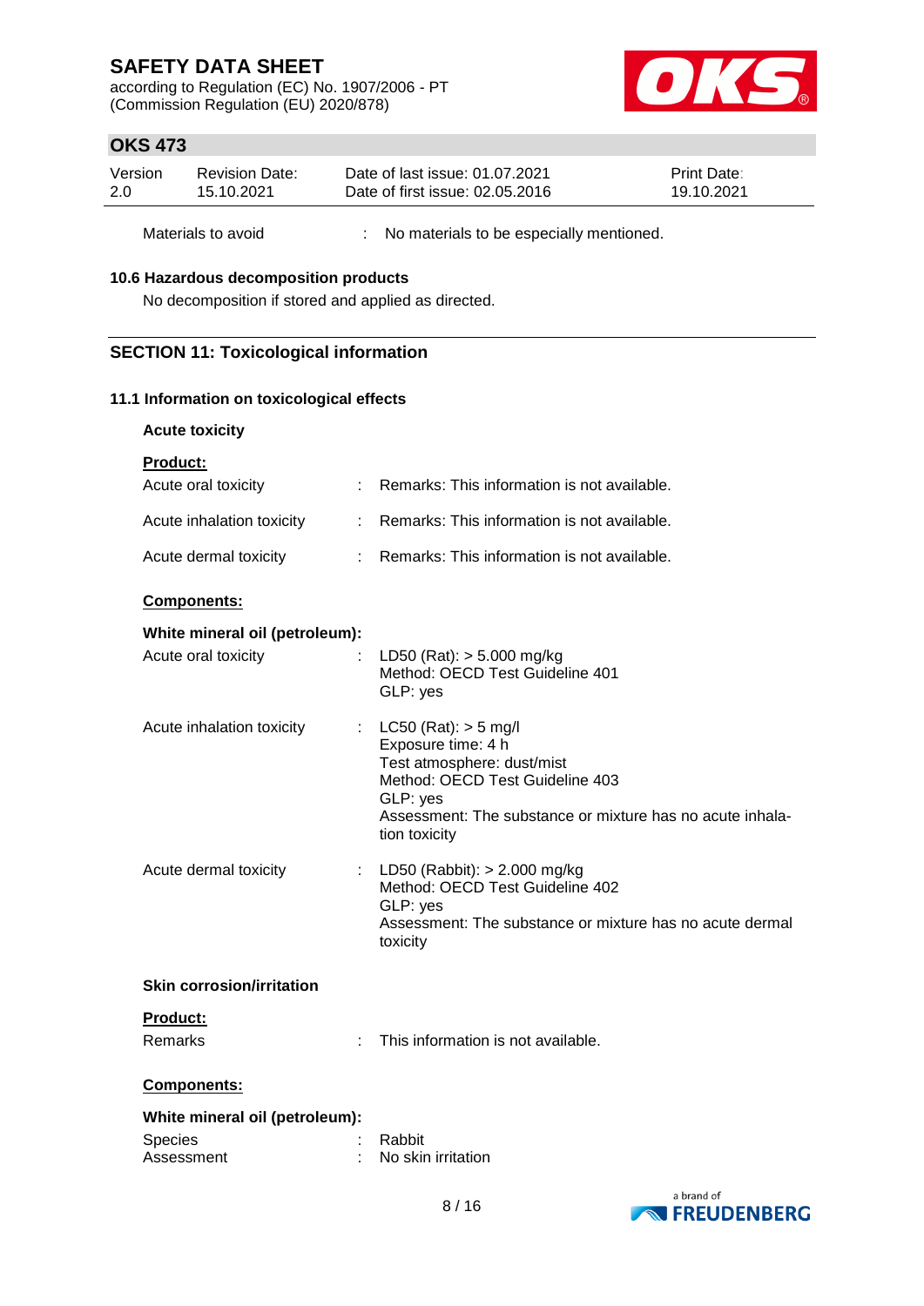Materials to avoid : No materials to be especially mentioned.

### 10.6 Hazardous decomposition products

No decomposition if stored and applied as directed.

## SECTION 11: Toxicological information

### 11.1 Information on toxicological effects

**Acute toxicity**

**Product:**

Acute oral toxicity : Remarks: This information is not available.

Acute inhalation toxicity : Remarks: This information is not available.

Acute dermal toxicity : Remarks: This information is not available.

**Components:**

**White mineral oil (petroleum):**

Acute oral toxicity : LD50 (Rat): > 5.000 mg/kg
Method: OECD Test Guideline 401
GLP: yes

Acute inhalation toxicity : LC50 (Rat): > 5 mg/l
Exposure time: 4 h
Test atmosphere: dust/mist
Method: OECD Test Guideline 403
GLP: yes
Assessment: The substance or mixture has no acute inhalation toxicity

Acute dermal toxicity : LD50 (Rabbit): > 2.000 mg/kg
Method: OECD Test Guideline 402
GLP: yes
Assessment: The substance or mixture has no acute dermal toxicity

**Skin corrosion/irritation**

**Product:**

Remarks : This information is not available.

**Components:**

**White mineral oil (petroleum):**

Species : Rabbit
Assessment : No skin irritation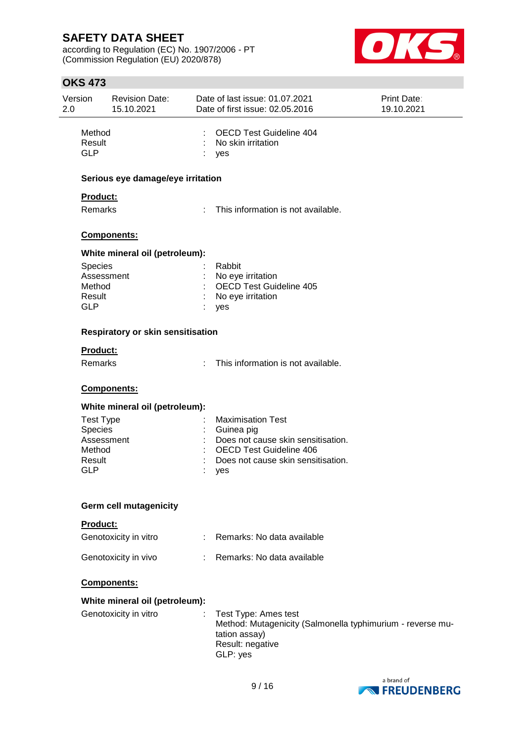| | | |
|---|---|---|
| Method | : | OECD Test Guideline 404 |
| Result | : | No skin irritation |
| GLP | : | yes |

**Serious eye damage/eye irritation**

**Product:**

| | | |
|---|---|---|
| Remarks | : | This information is not available. |

**Components:**

**White mineral oil (petroleum):**

| | | |
|---|---|---|
| Species | : | Rabbit |
| Assessment | : | No eye irritation |
| Method | : | OECD Test Guideline 405 |
| Result | : | No eye irritation |
| GLP | : | yes |

**Respiratory or skin sensitisation**

**Product:**

| | | |
|---|---|---|
| Remarks | : | This information is not available. |

**Components:**

**White mineral oil (petroleum):**

| | | |
|---|---|---|
| Test Type | : | Maximisation Test |
| Species | : | Guinea pig |
| Assessment | : | Does not cause skin sensitisation. |
| Method | : | OECD Test Guideline 406 |
| Result | : | Does not cause skin sensitisation. |
| GLP | : | yes |

**Germ cell mutagenicity**

**Product:**

| | | |
|---|---|---|
| Genotoxicity in vitro | : | Remarks: No data available |
| Genotoxicity in vivo | : | Remarks: No data available |

**Components:**

**White mineral oil (petroleum):**

| | | |
|---|---|---|
| Genotoxicity in vitro | : | Test Type: Ames test<br>Method: Mutagenicity (Salmonella typhimurium - reverse mutation assay)<br>Result: negative<br>GLP: yes |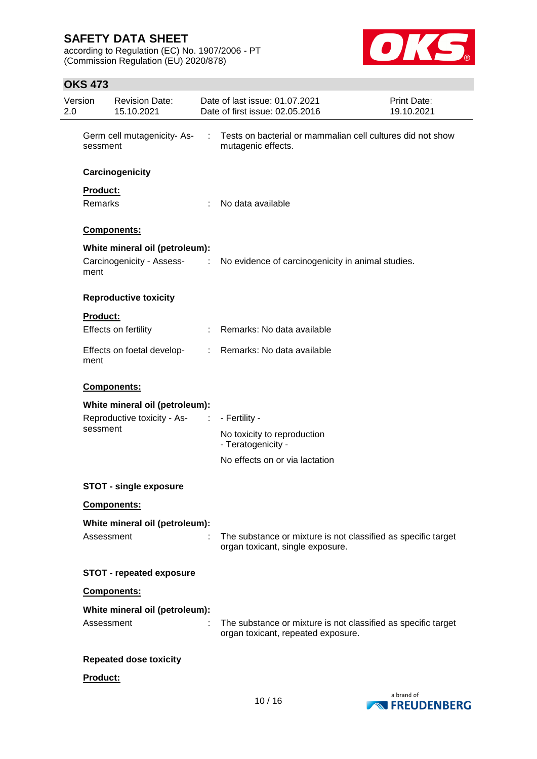Germ cell mutagenicity- Assessment : Tests on bacterial or mammalian cell cultures did not show mutagenic effects.

**Carcinogenicity**

**Product:**

Remarks : No data available

**Components:**

**White mineral oil (petroleum):**

Carcinogenicity - Assessment : No evidence of carcinogenicity in animal studies.

**Reproductive toxicity**

**Product:**

Effects on fertility : Remarks: No data available

Effects on foetal development : Remarks: No data available

**Components:**

**White mineral oil (petroleum):**

Reproductive toxicity - Assessment : - Fertility -

No toxicity to reproduction
- Teratogenicity -

No effects on or via lactation

**STOT - single exposure**

**Components:**

**White mineral oil (petroleum):**

Assessment : The substance or mixture is not classified as specific target organ toxicant, single exposure.

**STOT - repeated exposure**

**Components:**

**White mineral oil (petroleum):**

Assessment : The substance or mixture is not classified as specific target organ toxicant, repeated exposure.

**Repeated dose toxicity**

**Product:**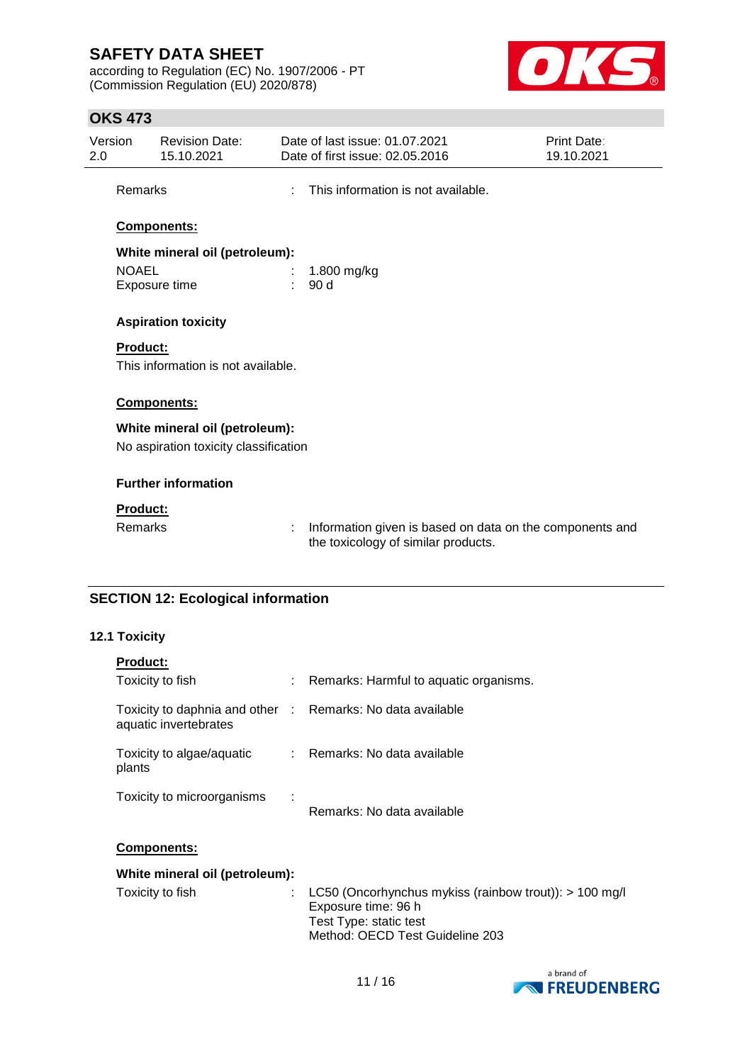Remarks : This information is not available.

**Components:**

**White mineral oil (petroleum):**

| | | |
|---|---|---|
| NOAEL | : | 1.800 mg/kg |
| Exposure time | : | 90 d |

**Aspiration toxicity**

**Product:**

This information is not available.

**Components:**

**White mineral oil (petroleum):**

No aspiration toxicity classification

**Further information**

**Product:**

Remarks : Information given is based on data on the components and the toxicology of similar products.

## SECTION 12: Ecological information

### 12.1 Toxicity

**Product:**

| | | |
|---|---|---|
| Toxicity to fish | : | Remarks: Harmful to aquatic organisms. |
| Toxicity to daphnia and other aquatic invertebrates | : | Remarks: No data available |
| Toxicity to algae/aquatic plants | : | Remarks: No data available |
| Toxicity to microorganisms | : | Remarks: No data available |

**Components:**

**White mineral oil (petroleum):**

Toxicity to fish : LC50 (Oncorhynchus mykiss (rainbow trout)): > 100 mg/l
Exposure time: 96 h
Test Type: static test
Method: OECD Test Guideline 203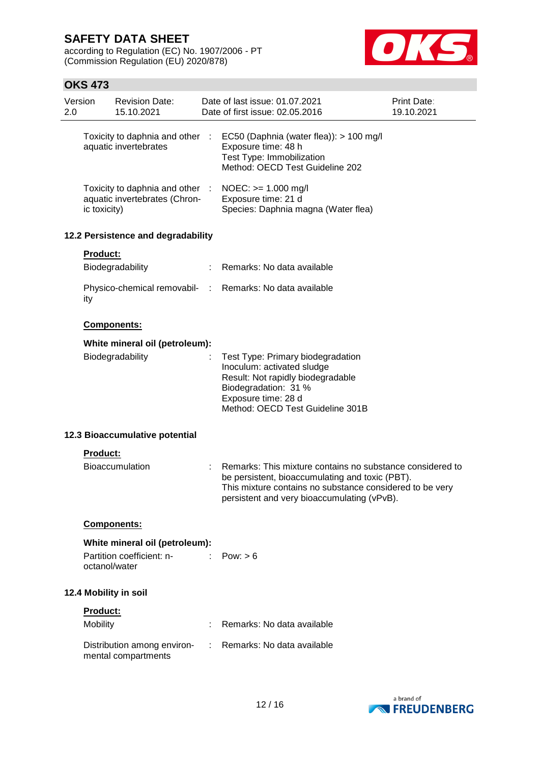| | | |
|---|---|---|
| Toxicity to daphnia and other aquatic invertebrates | : | EC50 (Daphnia (water flea)): > 100 mg/l<br>Exposure time: 48 h<br>Test Type: Immobilization<br>Method: OECD Test Guideline 202 |
| Toxicity to daphnia and other aquatic invertebrates (Chronic toxicity) | : | NOEC: >= 1.000 mg/l<br>Exposure time: 21 d<br>Species: Daphnia magna (Water flea) |

### 12.2 Persistence and degradability

**Product:**

| | | |
|---|---|---|
| Biodegradability | : | Remarks: No data available |
| Physico-chemical removability | : | Remarks: No data available |

**Components:**

**White mineral oil (petroleum):**

| | | |
|---|---|---|
| Biodegradability | : | Test Type: Primary biodegradation<br>Inoculum: activated sludge<br>Result: Not rapidly biodegradable<br>Biodegradation: 31 %<br>Exposure time: 28 d<br>Method: OECD Test Guideline 301B |

### 12.3 Bioaccumulative potential

**Product:**

| | | |
|---|---|---|
| Bioaccumulation | : | Remarks: This mixture contains no substance considered to be persistent, bioaccumulating and toxic (PBT).<br>This mixture contains no substance considered to be very persistent and very bioaccumulating (vPvB). |

**Components:**

**White mineral oil (petroleum):**

| | | |
|---|---|---|
| Partition coefficient: n-octanol/water | : | Pow: > 6 |

### 12.4 Mobility in soil

**Product:**

| | | |
|---|---|---|
| Mobility | : | Remarks: No data available |
| Distribution among environmental compartments | : | Remarks: No data available |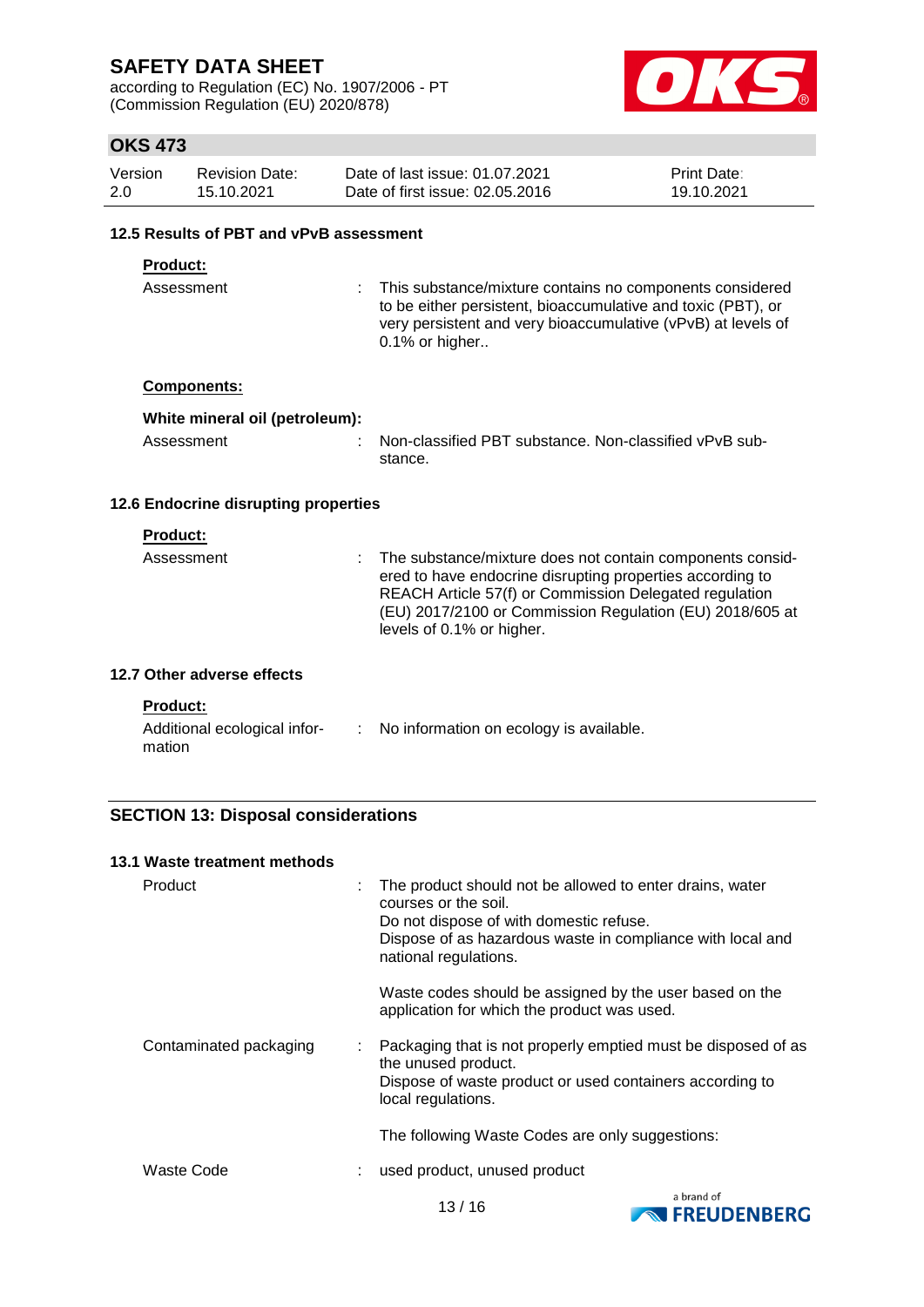### 12.5 Results of PBT and vPvB assessment

**Product:**

Assessment : This substance/mixture contains no components considered to be either persistent, bioaccumulative and toxic (PBT), or very persistent and very bioaccumulative (vPvB) at levels of 0.1% or higher..

**Components:**

**White mineral oil (petroleum):**

Assessment : Non-classified PBT substance. Non-classified vPvB substance.

### 12.6 Endocrine disrupting properties

**Product:**

Assessment : The substance/mixture does not contain components considered to have endocrine disrupting properties according to REACH Article 57(f) or Commission Delegated regulation (EU) 2017/2100 or Commission Regulation (EU) 2018/605 at levels of 0.1% or higher.

### 12.7 Other adverse effects

**Product:**

Additional ecological information : No information on ecology is available.

## SECTION 13: Disposal considerations

### 13.1 Waste treatment methods

Product : The product should not be allowed to enter drains, water courses or the soil.
Do not dispose of with domestic refuse.
Dispose of as hazardous waste in compliance with local and national regulations.

Waste codes should be assigned by the user based on the application for which the product was used.

Contaminated packaging : Packaging that is not properly emptied must be disposed of as the unused product.
Dispose of waste product or used containers according to local regulations.

The following Waste Codes are only suggestions:

Waste Code : used product, unused product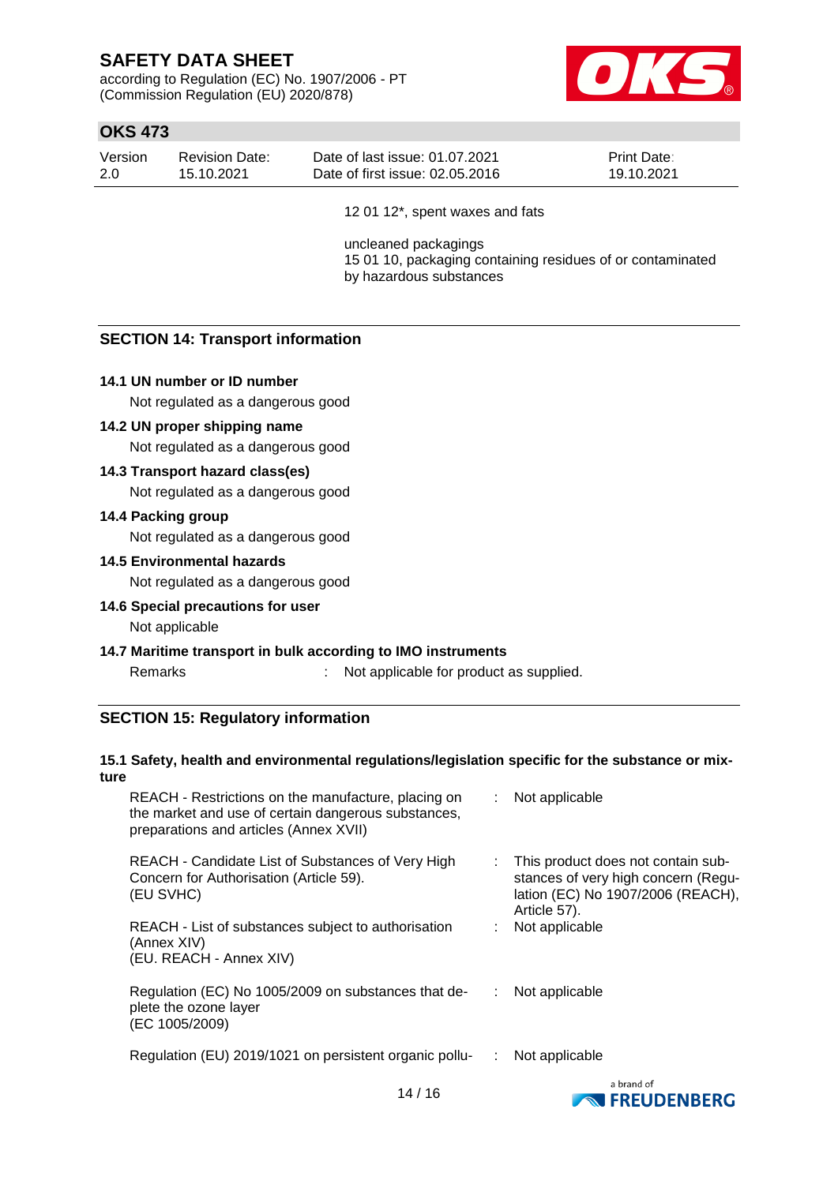12 01 12*, spent waxes and fats

uncleaned packagings
15 01 10, packaging containing residues of or contaminated by hazardous substances

## SECTION 14: Transport information

**14.1 UN number or ID number**

Not regulated as a dangerous good

**14.2 UN proper shipping name**

Not regulated as a dangerous good

**14.3 Transport hazard class(es)**

Not regulated as a dangerous good

**14.4 Packing group**

Not regulated as a dangerous good

**14.5 Environmental hazards**

Not regulated as a dangerous good

**14.6 Special precautions for user**

Not applicable

**14.7 Maritime transport in bulk according to IMO instruments**

Remarks : Not applicable for product as supplied.

## SECTION 15: Regulatory information

**15.1 Safety, health and environmental regulations/legislation specific for the substance or mixture**

| | | |
|---|---|---|
| REACH - Restrictions on the manufacture, placing on the market and use of certain dangerous substances, preparations and articles (Annex XVII) | : | Not applicable |
| REACH - Candidate List of Substances of Very High Concern for Authorisation (Article 59). (EU SVHC) | : | This product does not contain substances of very high concern (Regulation (EC) No 1907/2006 (REACH), Article 57). |
| REACH - List of substances subject to authorisation (Annex XIV) (EU. REACH - Annex XIV) | : | Not applicable |
| Regulation (EC) No 1005/2009 on substances that deplete the ozone layer (EC 1005/2009) | : | Not applicable |
| Regulation (EU) 2019/1021 on persistent organic pollu- | : | Not applicable |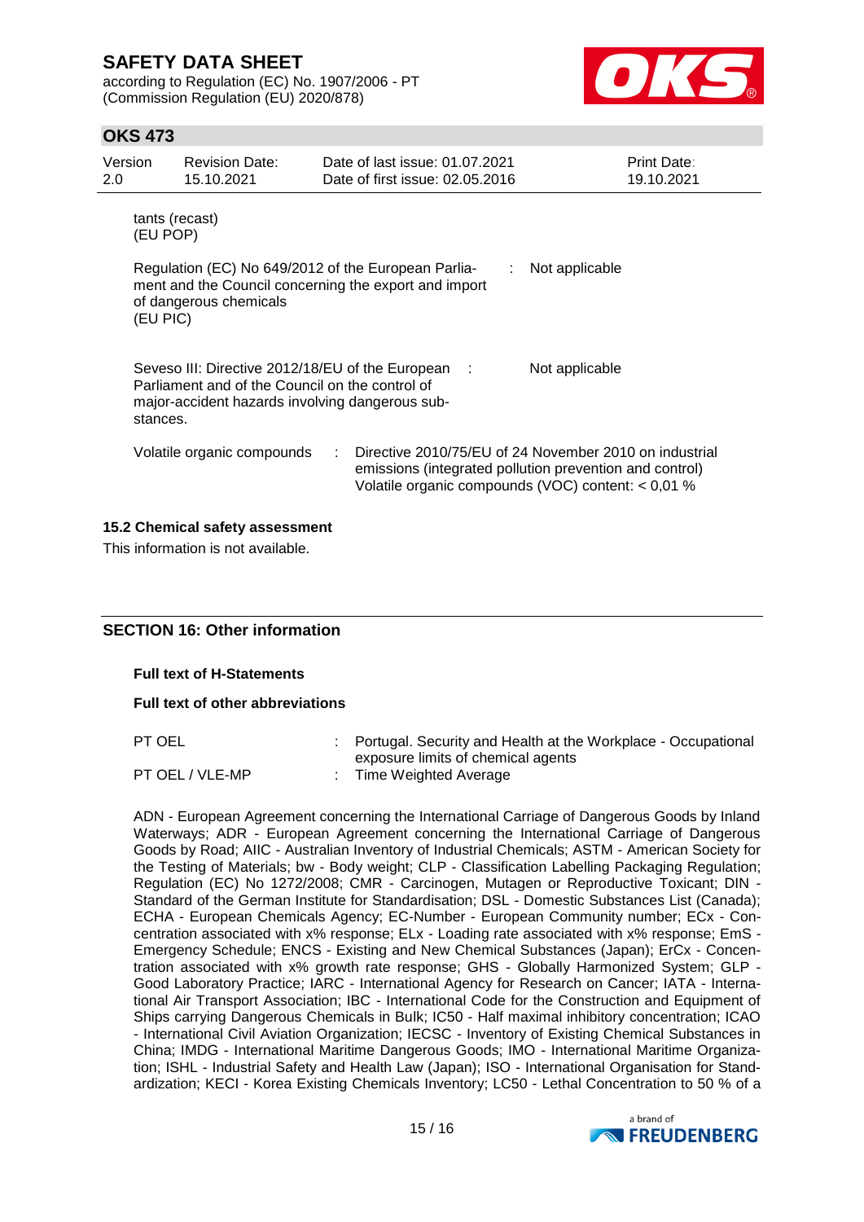tants (recast)
(EU POP)

| | | |
|---|---|---|
| Regulation (EC) No 649/2012 of the European Parliament and the Council concerning the export and import of dangerous chemicals (EU PIC) | : | Not applicable |
| Seveso III: Directive 2012/18/EU of the European Parliament and of the Council on the control of major-accident hazards involving dangerous substances. | : | Not applicable |
| Volatile organic compounds | : | Directive 2010/75/EU of 24 November 2010 on industrial emissions (integrated pollution prevention and control) Volatile organic compounds (VOC) content: < 0,01 % |

### 15.2 Chemical safety assessment

This information is not available.

## SECTION 16: Other information

**Full text of H-Statements**

**Full text of other abbreviations**

| | | |
|---|---|---|
| PT OEL | : | Portugal. Security and Health at the Workplace - Occupational exposure limits of chemical agents |
| PT OEL / VLE-MP | : | Time Weighted Average |

ADN - European Agreement concerning the International Carriage of Dangerous Goods by Inland Waterways; ADR - European Agreement concerning the International Carriage of Dangerous Goods by Road; AIIC - Australian Inventory of Industrial Chemicals; ASTM - American Society for the Testing of Materials; bw - Body weight; CLP - Classification Labelling Packaging Regulation; Regulation (EC) No 1272/2008; CMR - Carcinogen, Mutagen or Reproductive Toxicant; DIN - Standard of the German Institute for Standardisation; DSL - Domestic Substances List (Canada); ECHA - European Chemicals Agency; EC-Number - European Community number; ECx - Concentration associated with x% response; ELx - Loading rate associated with x% response; EmS - Emergency Schedule; ENCS - Existing and New Chemical Substances (Japan); ErCx - Concentration associated with x% growth rate response; GHS - Globally Harmonized System; GLP - Good Laboratory Practice; IARC - International Agency for Research on Cancer; IATA - International Air Transport Association; IBC - International Code for the Construction and Equipment of Ships carrying Dangerous Chemicals in Bulk; IC50 - Half maximal inhibitory concentration; ICAO - International Civil Aviation Organization; IECSC - Inventory of Existing Chemical Substances in China; IMDG - International Maritime Dangerous Goods; IMO - International Maritime Organization; ISHL - Industrial Safety and Health Law (Japan); ISO - International Organisation for Standardization; KECI - Korea Existing Chemicals Inventory; LC50 - Lethal Concentration to 50 % of a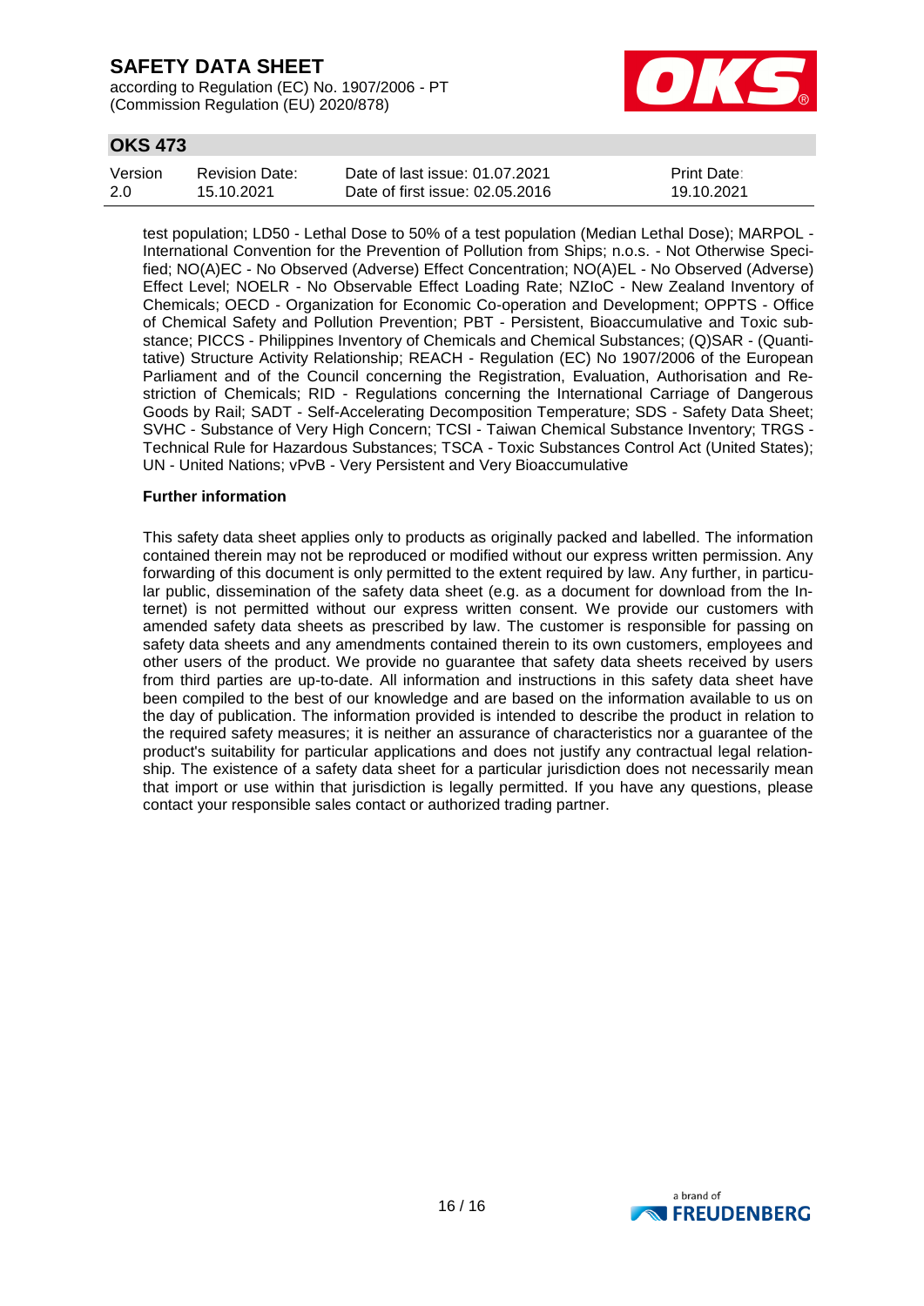test population; LD50 - Lethal Dose to 50% of a test population (Median Lethal Dose); MARPOL - International Convention for the Prevention of Pollution from Ships; n.o.s. - Not Otherwise Specified; NO(A)EC - No Observed (Adverse) Effect Concentration; NO(A)EL - No Observed (Adverse) Effect Level; NOELR - No Observable Effect Loading Rate; NZIoC - New Zealand Inventory of Chemicals; OECD - Organization for Economic Co-operation and Development; OPPTS - Office of Chemical Safety and Pollution Prevention; PBT - Persistent, Bioaccumulative and Toxic substance; PICCS - Philippines Inventory of Chemicals and Chemical Substances; (Q)SAR - (Quantitative) Structure Activity Relationship; REACH - Regulation (EC) No 1907/2006 of the European Parliament and of the Council concerning the Registration, Evaluation, Authorisation and Restriction of Chemicals; RID - Regulations concerning the International Carriage of Dangerous Goods by Rail; SADT - Self-Accelerating Decomposition Temperature; SDS - Safety Data Sheet; SVHC - Substance of Very High Concern; TCSI - Taiwan Chemical Substance Inventory; TRGS - Technical Rule for Hazardous Substances; TSCA - Toxic Substances Control Act (United States); UN - United Nations; vPvB - Very Persistent and Very Bioaccumulative

**Further information**

This safety data sheet applies only to products as originally packed and labelled. The information contained therein may not be reproduced or modified without our express written permission. Any forwarding of this document is only permitted to the extent required by law. Any further, in particular public, dissemination of the safety data sheet (e.g. as a document for download from the Internet) is not permitted without our express written consent. We provide our customers with amended safety data sheets as prescribed by law. The customer is responsible for passing on safety data sheets and any amendments contained therein to its own customers, employees and other users of the product. We provide no guarantee that safety data sheets received by users from third parties are up-to-date. All information and instructions in this safety data sheet have been compiled to the best of our knowledge and are based on the information available to us on the day of publication. The information provided is intended to describe the product in relation to the required safety measures; it is neither an assurance of characteristics nor a guarantee of the product's suitability for particular applications and does not justify any contractual legal relationship. The existence of a safety data sheet for a particular jurisdiction does not necessarily mean that import or use within that jurisdiction is legally permitted. If you have any questions, please contact your responsible sales contact or authorized trading partner.